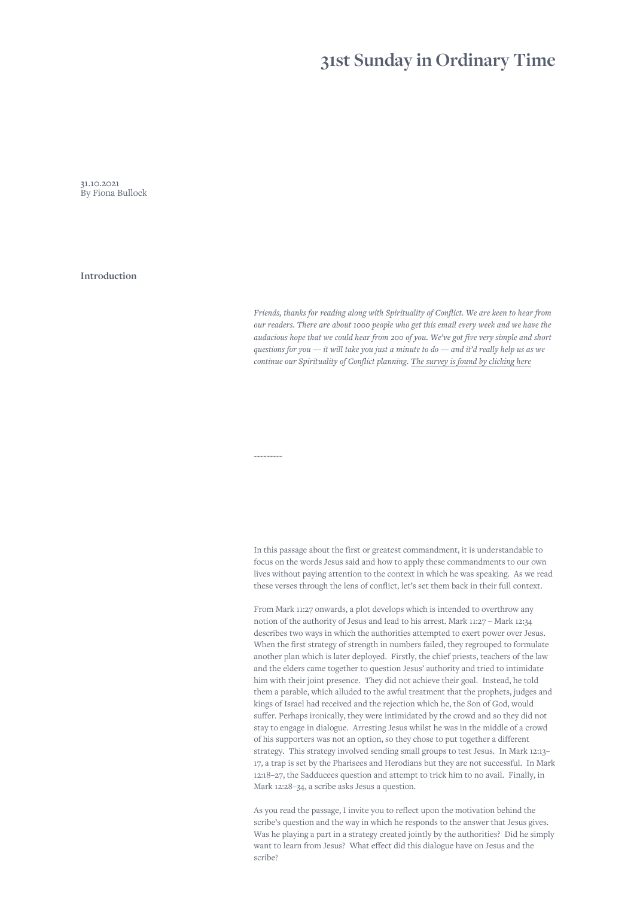# 31st Sunday in Ordinary Time

31.10.2021
By Fiona Bullock

## Introduction

*Friends, thanks for reading along with Spirituality of Conflict. We are keen to hear from our readers. There are about 1000 people who get this email every week and we have the audacious hope that we could hear from 200 of you. We've got five very simple and short questions for you — it will take you just a minute to do — and it'd really help us as we continue our Spirituality of Conflict planning.* [The survey is found by clicking here]

~~~~~~~~~

In this passage about the first or greatest commandment, it is understandable to focus on the words Jesus said and how to apply these commandments to our own lives without paying attention to the context in which he was speaking. As we read these verses through the lens of conflict, let's set them back in their full context.

From Mark 11:27 onwards, a plot develops which is intended to overthrow any notion of the authority of Jesus and lead to his arrest. Mark 11:27 – Mark 12:34 describes two ways in which the authorities attempted to exert power over Jesus. When the first strategy of strength in numbers failed, they regrouped to formulate another plan which is later deployed. Firstly, the chief priests, teachers of the law and the elders came together to question Jesus' authority and tried to intimidate him with their joint presence. They did not achieve their goal. Instead, he told them a parable, which alluded to the awful treatment that the prophets, judges and kings of Israel had received and the rejection which he, the Son of God, would suffer. Perhaps ironically, they were intimidated by the crowd and so they did not stay to engage in dialogue. Arresting Jesus whilst he was in the middle of a crowd of his supporters was not an option, so they chose to put together a different strategy. This strategy involved sending small groups to test Jesus. In Mark 12:13–17, a trap is set by the Pharisees and Herodians but they are not successful. In Mark 12:18–27, the Sadducees question and attempt to trick him to no avail. Finally, in Mark 12:28–34, a scribe asks Jesus a question.

As you read the passage, I invite you to reflect upon the motivation behind the scribe's question and the way in which he responds to the answer that Jesus gives. Was he playing a part in a strategy created jointly by the authorities? Did he simply want to learn from Jesus? What effect did this dialogue have on Jesus and the scribe?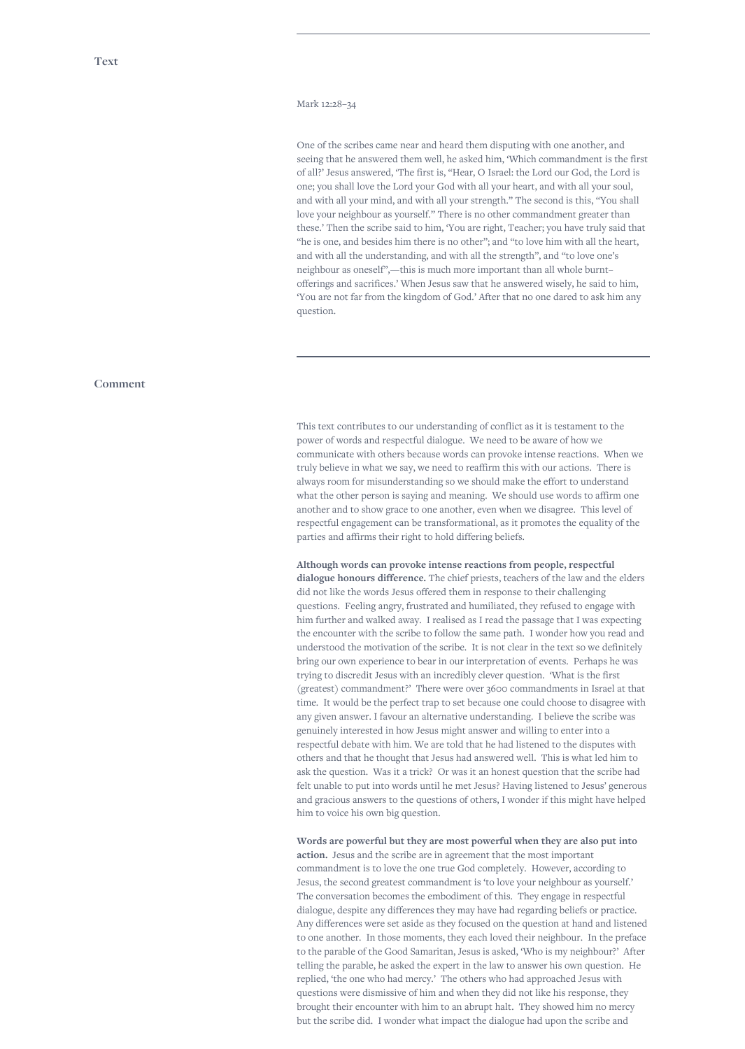## Text

Mark 12:28–34

One of the scribes came near and heard them disputing with one another, and seeing that he answered them well, he asked him, 'Which commandment is the first of all?' Jesus answered, 'The first is, "Hear, O Israel: the Lord our God, the Lord is one; you shall love the Lord your God with all your heart, and with all your soul, and with all your mind, and with all your strength." The second is this, "You shall love your neighbour as yourself." There is no other commandment greater than these.' Then the scribe said to him, 'You are right, Teacher; you have truly said that "he is one, and besides him there is no other"; and "to love him with all the heart, and with all the understanding, and with all the strength", and "to love one's neighbour as oneself",—this is much more important than all whole burnt-offerings and sacrifices.' When Jesus saw that he answered wisely, he said to him, 'You are not far from the kingdom of God.' After that no one dared to ask him any question.

## Comment

This text contributes to our understanding of conflict as it is testament to the power of words and respectful dialogue. We need to be aware of how we communicate with others because words can provoke intense reactions. When we truly believe in what we say, we need to reaffirm this with our actions. There is always room for misunderstanding so we should make the effort to understand what the other person is saying and meaning. We should use words to affirm one another and to show grace to one another, even when we disagree. This level of respectful engagement can be transformational, as it promotes the equality of the parties and affirms their right to hold differing beliefs.

**Although words can provoke intense reactions from people, respectful dialogue honours difference.** The chief priests, teachers of the law and the elders did not like the words Jesus offered them in response to their challenging questions. Feeling angry, frustrated and humiliated, they refused to engage with him further and walked away. I realised as I read the passage that I was expecting the encounter with the scribe to follow the same path. I wonder how you read and understood the motivation of the scribe. It is not clear in the text so we definitely bring our own experience to bear in our interpretation of events. Perhaps he was trying to discredit Jesus with an incredibly clever question. 'What is the first (greatest) commandment?' There were over 3600 commandments in Israel at that time. It would be the perfect trap to set because one could choose to disagree with any given answer. I favour an alternative understanding. I believe the scribe was genuinely interested in how Jesus might answer and willing to enter into a respectful debate with him. We are told that he had listened to the disputes with others and that he thought that Jesus had answered well. This is what led him to ask the question. Was it a trick? Or was it an honest question that the scribe had felt unable to put into words until he met Jesus? Having listened to Jesus' generous and gracious answers to the questions of others, I wonder if this might have helped him to voice his own big question.

**Words are powerful but they are most powerful when they are also put into action.** Jesus and the scribe are in agreement that the most important commandment is to love the one true God completely. However, according to Jesus, the second greatest commandment is 'to love your neighbour as yourself.' The conversation becomes the embodiment of this. They engage in respectful dialogue, despite any differences they may have had regarding beliefs or practice. Any differences were set aside as they focused on the question at hand and listened to one another. In those moments, they each loved their neighbour. In the preface to the parable of the Good Samaritan, Jesus is asked, 'Who is my neighbour?' After telling the parable, he asked the expert in the law to answer his own question. He replied, 'the one who had mercy.' The others who had approached Jesus with questions were dismissive of him and when they did not like his response, they brought their encounter with him to an abrupt halt. They showed him no mercy but the scribe did. I wonder what impact the dialogue had upon the scribe and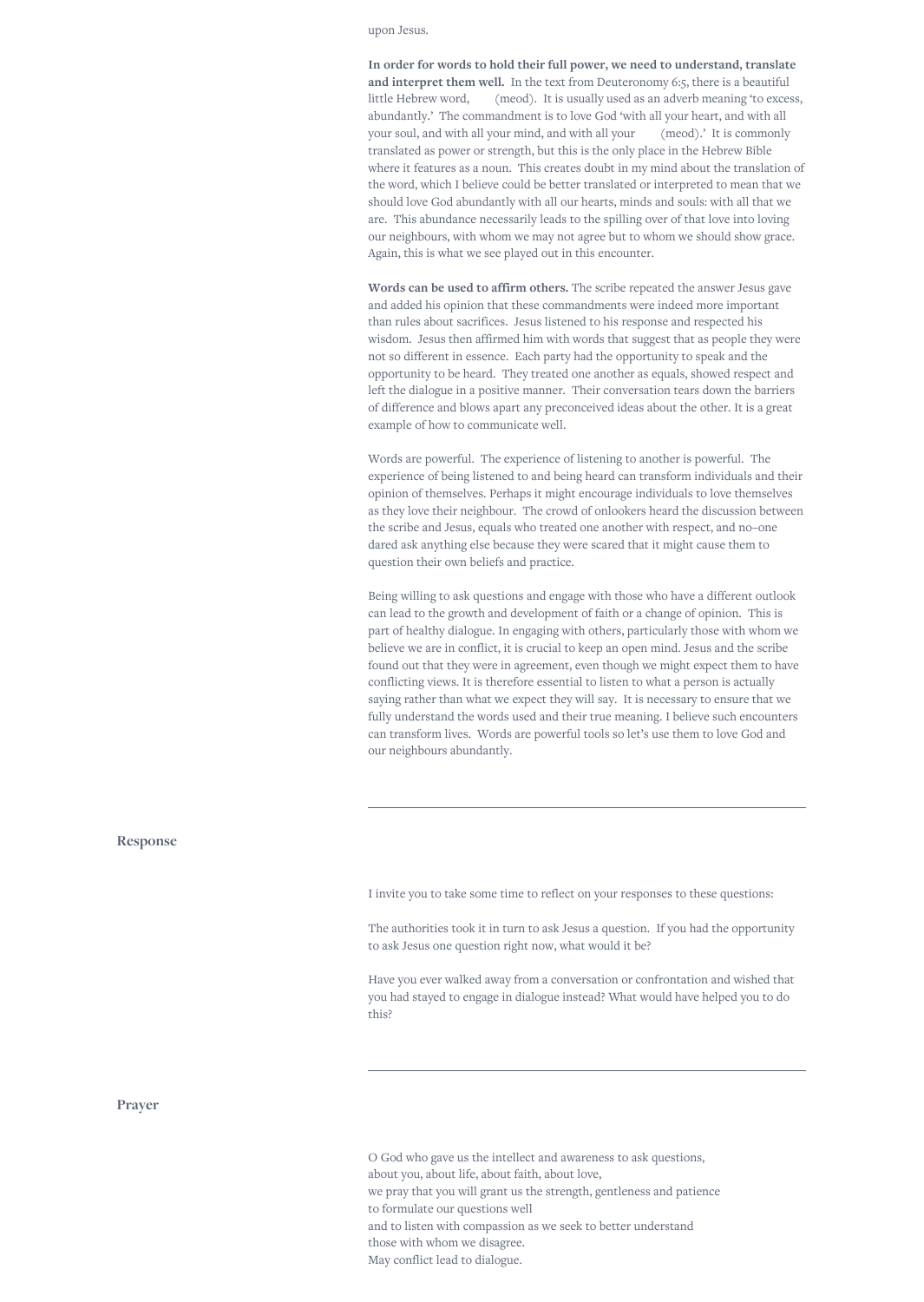upon Jesus.

**In order for words to hold their full power, we need to understand, translate and interpret them well.** In the text from Deuteronomy 6:5, there is a beautiful little Hebrew word, (meod). It is usually used as an adverb meaning 'to excess, abundantly.' The commandment is to love God 'with all your heart, and with all your soul, and with all your mind, and with all your (meod).' It is commonly translated as power or strength, but this is the only place in the Hebrew Bible where it features as a noun. This creates doubt in my mind about the translation of the word, which I believe could be better translated or interpreted to mean that we should love God abundantly with all our hearts, minds and souls: with all that we are. This abundance necessarily leads to the spilling over of that love into loving our neighbours, with whom we may not agree but to whom we should show grace. Again, this is what we see played out in this encounter.

**Words can be used to affirm others.** The scribe repeated the answer Jesus gave and added his opinion that these commandments were indeed more important than rules about sacrifices. Jesus listened to his response and respected his wisdom. Jesus then affirmed him with words that suggest that as people they were not so different in essence. Each party had the opportunity to speak and the opportunity to be heard. They treated one another as equals, showed respect and left the dialogue in a positive manner. Their conversation tears down the barriers of difference and blows apart any preconceived ideas about the other. It is a great example of how to communicate well.

Words are powerful. The experience of listening to another is powerful. The experience of being listened to and being heard can transform individuals and their opinion of themselves. Perhaps it might encourage individuals to love themselves as they love their neighbour. The crowd of onlookers heard the discussion between the scribe and Jesus, equals who treated one another with respect, and no–one dared ask anything else because they were scared that it might cause them to question their own beliefs and practice.

Being willing to ask questions and engage with those who have a different outlook can lead to the growth and development of faith or a change of opinion. This is part of healthy dialogue. In engaging with others, particularly those with whom we believe we are in conflict, it is crucial to keep an open mind. Jesus and the scribe found out that they were in agreement, even though we might expect them to have conflicting views. It is therefore essential to listen to what a person is actually saying rather than what we expect they will say. It is necessary to ensure that we fully understand the words used and their true meaning. I believe such encounters can transform lives. Words are powerful tools so let's use them to love God and our neighbours abundantly.

---

## Response

I invite you to take some time to reflect on your responses to these questions:

The authorities took it in turn to ask Jesus a question. If you had the opportunity to ask Jesus one question right now, what would it be?

Have you ever walked away from a conversation or confrontation and wished that you had stayed to engage in dialogue instead? What would have helped you to do this?

---

## Prayer

O God who gave us the intellect and awareness to ask questions,
about you, about life, about faith, about love,
we pray that you will grant us the strength, gentleness and patience
to formulate our questions well
and to listen with compassion as we seek to better understand
those with whom we disagree.
May conflict lead to dialogue.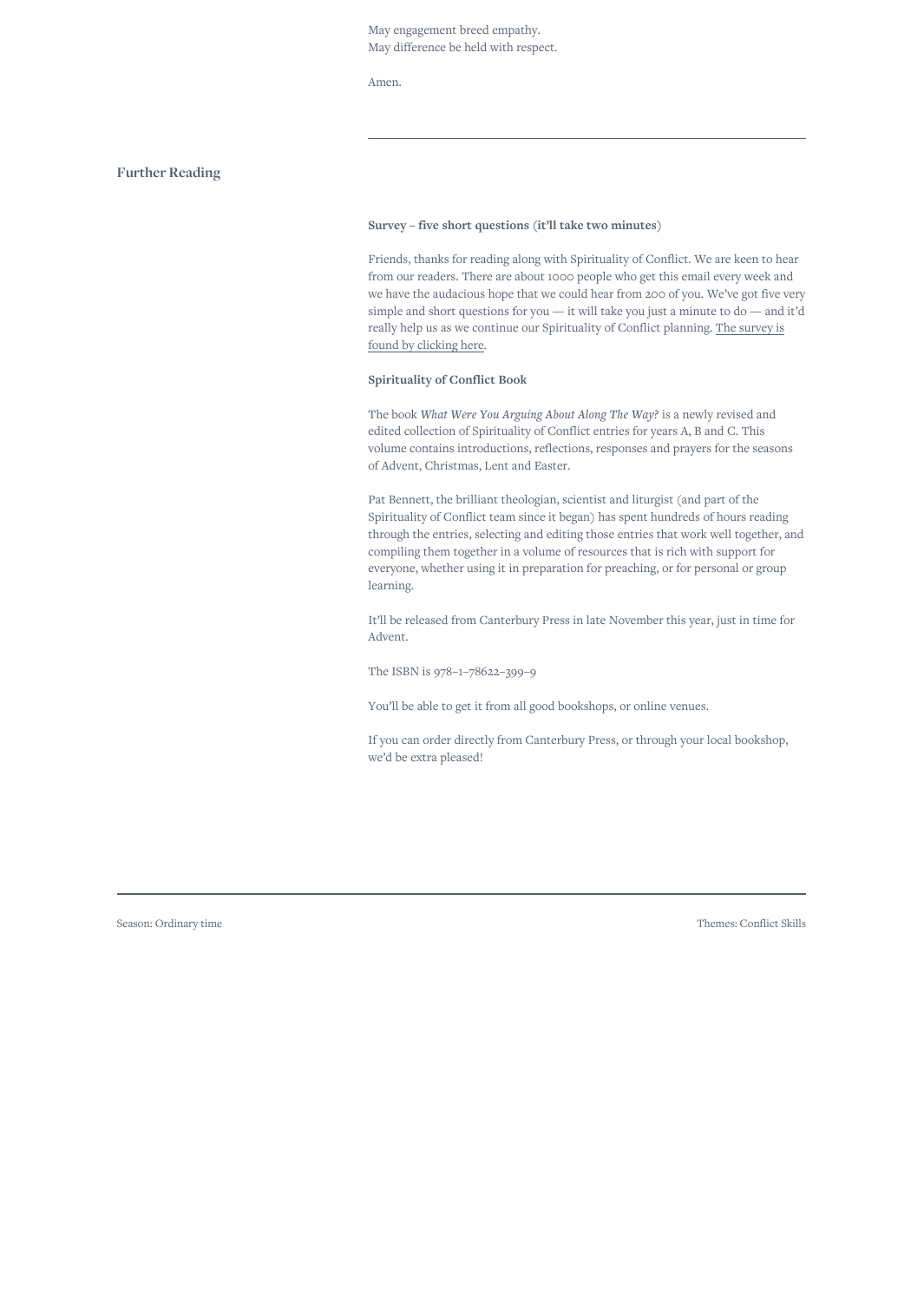May engagement breed empathy.
May difference be held with respect.

Amen.

---

## Further Reading

**Survey – five short questions** (**it'll take two minutes**)

Friends, thanks for reading along with Spirituality of Conflict. We are keen to hear from our readers. There are about 1000 people who get this email every week and we have the audacious hope that we could hear from 200 of you. We've got five very simple and short questions for you — it will take you just a minute to do — and it'd really help us as we continue our Spirituality of Conflict planning. The survey is found by clicking here.

**Spirituality of Conflict Book**

The book *What Were You Arguing About Along The Way?* is a newly revised and edited collection of Spirituality of Conflict entries for years A, B and C. This volume contains introductions, reflections, responses and prayers for the seasons of Advent, Christmas, Lent and Easter.

Pat Bennett, the brilliant theologian, scientist and liturgist (and part of the Spirituality of Conflict team since it began) has spent hundreds of hours reading through the entries, selecting and editing those entries that work well together, and compiling them together in a volume of resources that is rich with support for everyone, whether using it in preparation for preaching, or for personal or group learning.

It'll be released from Canterbury Press in late November this year, just in time for Advent.

The ISBN is 978–1–78622–399–9

You'll be able to get it from all good bookshops, or online venues.

If you can order directly from Canterbury Press, or through your local bookshop, we'd be extra pleased!

---

Season: Ordinary time

Themes: Conflict Skills